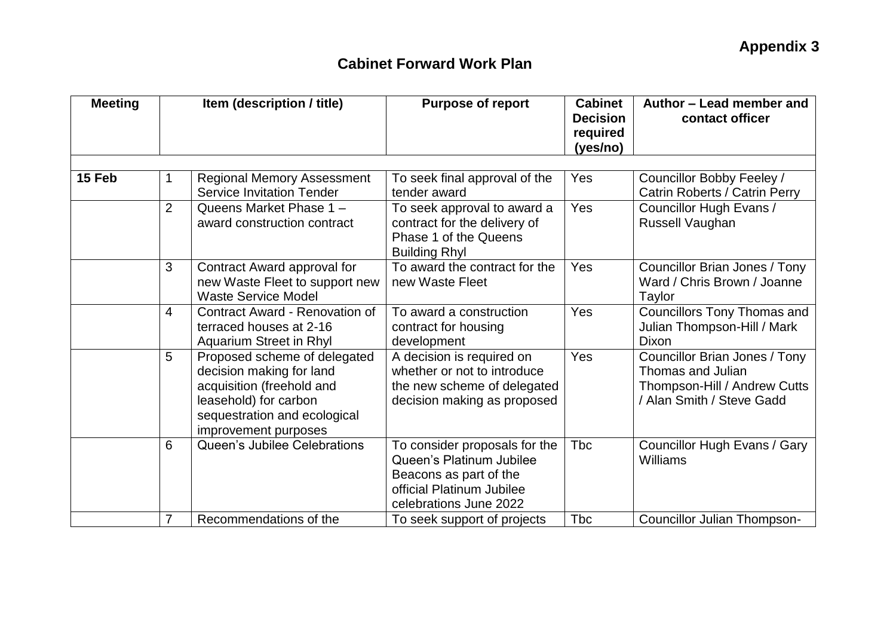**Appendix 3**

## Cabinet Forward Work Plan

| Meeting | | Item (description / title) | Purpose of report | Cabinet Decision required (yes/no) | Author – Lead member and contact officer |
|---|---|---|---|---|---|
| | | | | | |
| **15 Feb** | 1 | Regional Memory Assessment Service Invitation Tender | To seek final approval of the tender award | Yes | Councillor Bobby Feeley / Catrin Roberts / Catrin Perry |
| | 2 | Queens Market Phase 1 – award construction contract | To seek approval to award a contract for the delivery of Phase 1 of the Queens Building Rhyl | Yes | Councillor Hugh Evans / Russell Vaughan |
| | 3 | Contract Award approval for new Waste Fleet to support new Waste Service Model | To award the contract for the new Waste Fleet | Yes | Councillor Brian Jones / Tony Ward / Chris Brown / Joanne Taylor |
| | 4 | Contract Award - Renovation of terraced houses at 2-16 Aquarium Street in Rhyl | To award a construction contract for housing development | Yes | Councillors Tony Thomas and Julian Thompson-Hill / Mark Dixon |
| | 5 | Proposed scheme of delegated decision making for land acquisition (freehold and leasehold) for carbon sequestration and ecological improvement purposes | A decision is required on whether or not to introduce the new scheme of delegated decision making as proposed | Yes | Councillor Brian Jones / Tony Thomas and Julian Thompson-Hill / Andrew Cutts / Alan Smith / Steve Gadd |
| | 6 | Queen's Jubilee Celebrations | To consider proposals for the Queen's Platinum Jubilee Beacons as part of the official Platinum Jubilee celebrations June 2022 | Tbc | Councillor Hugh Evans / Gary Williams |
| | 7 | Recommendations of the | To seek support of projects | Tbc | Councillor Julian Thompson- |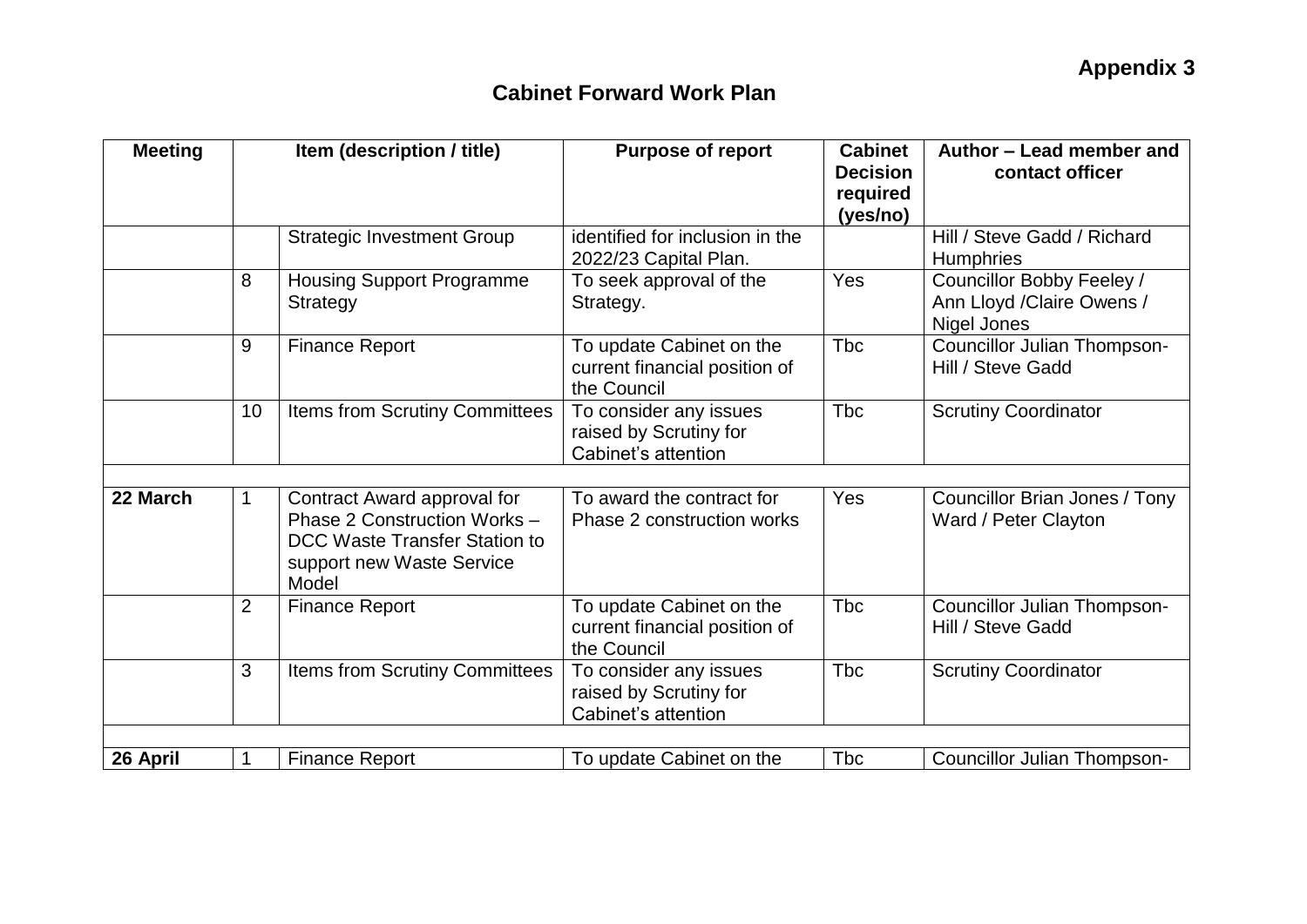**Appendix 3**

## Cabinet Forward Work Plan

| Meeting | | Item (description / title) | Purpose of report | Cabinet Decision required (yes/no) | Author – Lead member and contact officer |
|---|---|---|---|---|---|
| | | Strategic Investment Group | identified for inclusion in the 2022/23 Capital Plan. | | Hill / Steve Gadd / Richard Humphries |
| | 8 | Housing Support Programme Strategy | To seek approval of the Strategy. | Yes | Councillor Bobby Feeley / Ann Lloyd /Claire Owens / Nigel Jones |
| | 9 | Finance Report | To update Cabinet on the current financial position of the Council | Tbc | Councillor Julian Thompson-Hill / Steve Gadd |
| | 10 | Items from Scrutiny Committees | To consider any issues raised by Scrutiny for Cabinet's attention | Tbc | Scrutiny Coordinator |
| | | | | | |
| **22 March** | 1 | Contract Award approval for Phase 2 Construction Works – DCC Waste Transfer Station to support new Waste Service Model | To award the contract for Phase 2 construction works | Yes | Councillor Brian Jones / Tony Ward / Peter Clayton |
| | 2 | Finance Report | To update Cabinet on the current financial position of the Council | Tbc | Councillor Julian Thompson-Hill / Steve Gadd |
| | 3 | Items from Scrutiny Committees | To consider any issues raised by Scrutiny for Cabinet's attention | Tbc | Scrutiny Coordinator |
| | | | | | |
| **26 April** | 1 | Finance Report | To update Cabinet on the | Tbc | Councillor Julian Thompson- |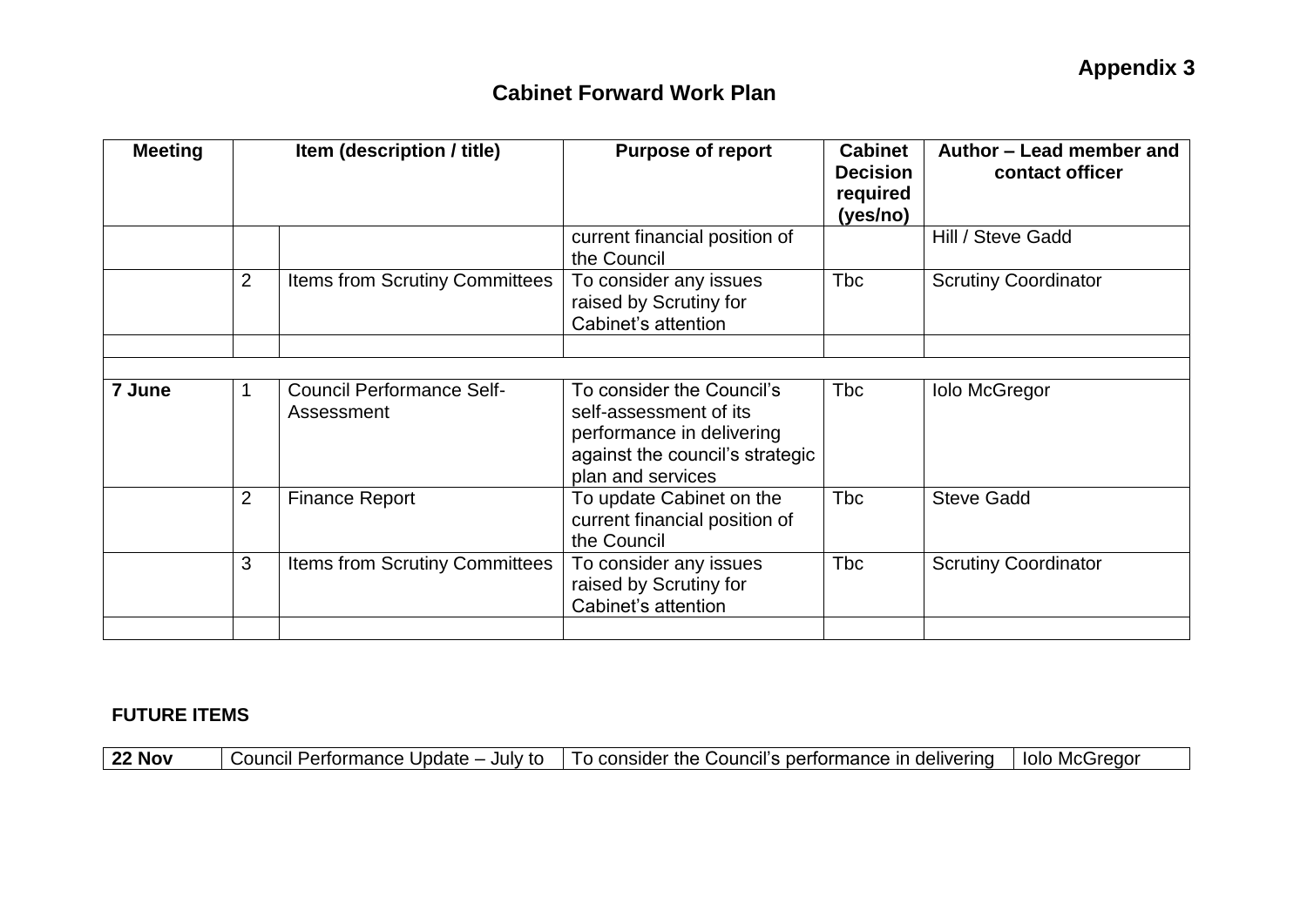**Appendix 3**

## Cabinet Forward Work Plan

| Meeting | Item (description / title) | | Purpose of report | Cabinet Decision required (yes/no) | Author – Lead member and contact officer |
|---|---|---|---|---|---|
| | | | current financial position of the Council | | Hill / Steve Gadd |
| | 2 | Items from Scrutiny Committees | To consider any issues raised by Scrutiny for Cabinet's attention | Tbc | Scrutiny Coordinator |
| | | | | | |
| | | | | | |
| **7 June** | 1 | Council Performance Self-Assessment | To consider the Council's self-assessment of its performance in delivering against the council's strategic plan and services | Tbc | Iolo McGregor |
| | 2 | Finance Report | To update Cabinet on the current financial position of the Council | Tbc | Steve Gadd |
| | 3 | Items from Scrutiny Committees | To consider any issues raised by Scrutiny for Cabinet's attention | Tbc | Scrutiny Coordinator |
| | | | | | |

**FUTURE ITEMS**

| **22 Nov** | Council Performance Update – July to | To consider the Council's performance in delivering | Iolo McGregor |
|---|---|---|---|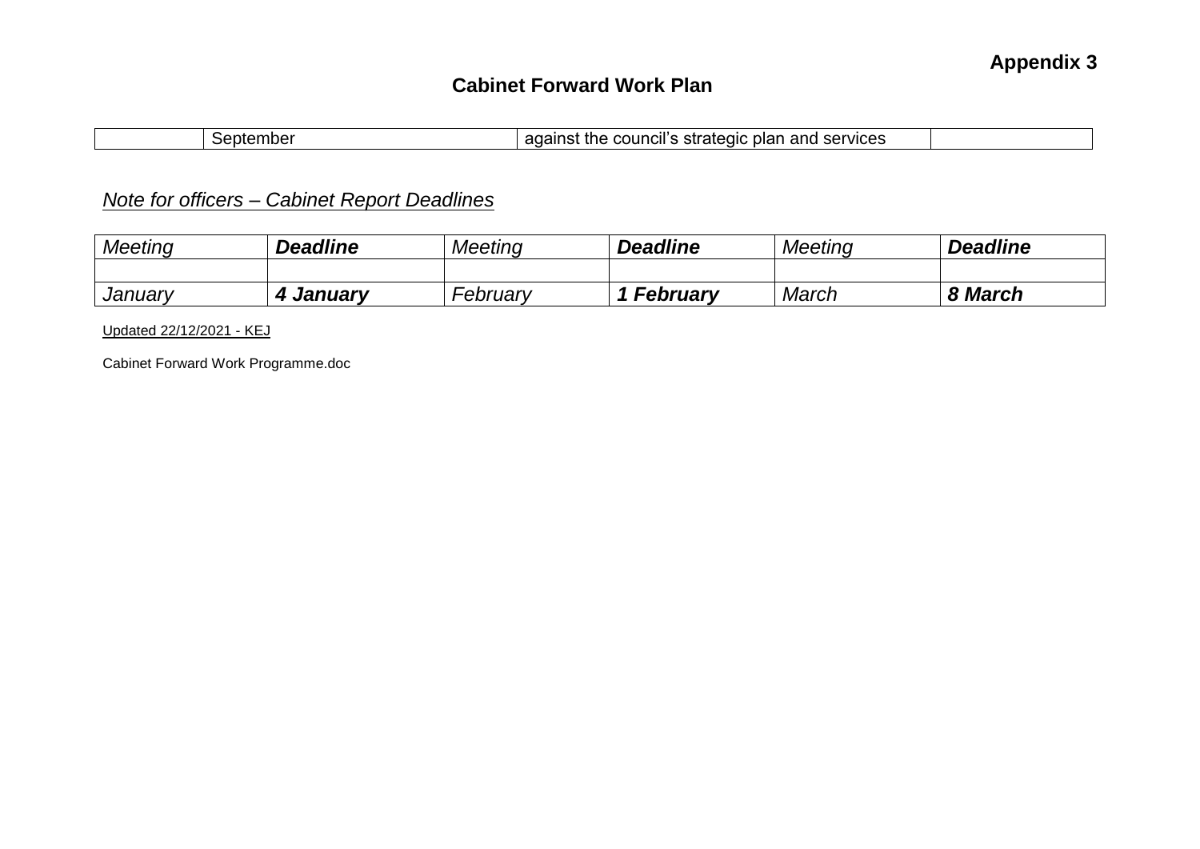**Appendix 3**

## Cabinet Forward Work Plan

| | | | |
|---|---|---|---|
| | September | against the council's strategic plan and services | |

*Note for officers – Cabinet Report Deadlines*

| *Meeting* | ***Deadline*** | *Meeting* | ***Deadline*** | *Meeting* | ***Deadline*** |
|---|---|---|---|---|---|
| | | | | | |
| *January* | ***4 January*** | *February* | ***1 February*** | *March* | ***8 March*** |

Updated 22/12/2021 - KEJ

Cabinet Forward Work Programme.doc